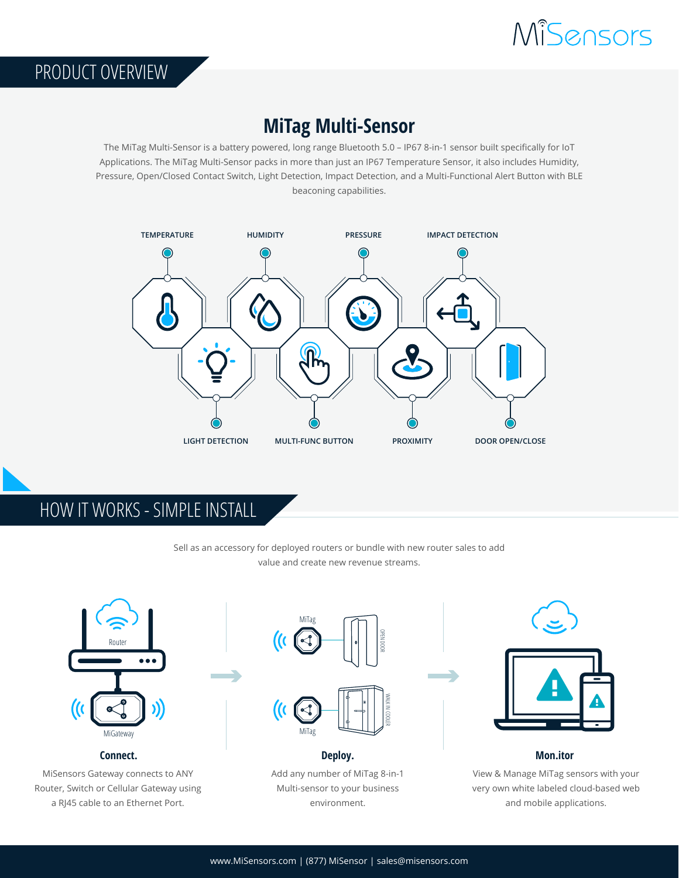MiSensors

## PRODUCT OVERVIEW

# MiTag Multi-Sensor

The MiTag Multi-Sensor is a battery powered, long range Bluetooth 5.0 – IP67 8-in-1 sensor built specifically for IoT Applications. The MiTag Multi-Sensor packs in more than just an IP67 Temperature Sensor, it also includes Humidity, Pressure, Open/Closed Contact Switch, Light Detection, Impact Detection, and a Multi-Functional Alert Button with BLE beaconing capabilities.

TEMPERATURE

HUMIDITY

PRESSURE

IMPACT DETECTION

LIGHT DETECTION

MULTI-FUNC BUTTON

PROXIMITY

DOOR OPEN/CLOSE

## HOW IT WORKS - SIMPLE INSTALL

Sell as an accessory for deployed routers or bundle with new router sales to add value and create new revenue streams.

Router

MiGateway

### Connect.

MiSensors Gateway connects to ANY Router, Switch or Cellular Gateway using a RJ45 cable to an Ethernet Port.

MiTag

OPEN DOOR

WALK IN COOLER

MiTag

### Deploy.

Add any number of MiTag 8-in-1 Multi-sensor to your business environment.

### Mon.itor

View & Manage MiTag sensors with your very own white labeled cloud-based web and mobile applications.

www.MiSensors.com | (877) MiSensor | sales@misensors.com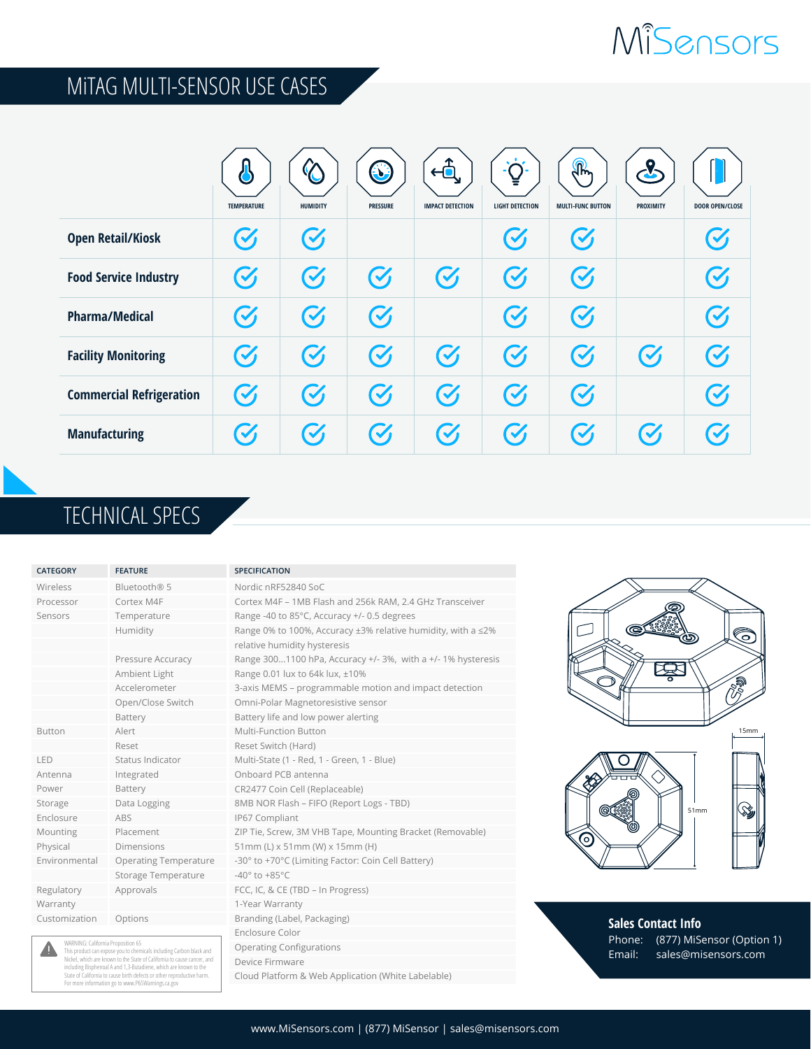MiSensors

# MiTAG MULTI-SENSOR USE CASES

| | TEMPERATURE | HUMIDITY | PRESSURE | IMPACT DETECTION | LIGHT DETECTION | MULTI-FUNC BUTTON | PROXIMITY | DOOR OPEN/CLOSE |
|---|---|---|---|---|---|---|---|---|
| **Open Retail/Kiosk** | ✓ | ✓ | | | ✓ | ✓ | | ✓ |
| **Food Service Industry** | ✓ | ✓ | ✓ | ✓ | ✓ | ✓ | | ✓ |
| **Pharma/Medical** | ✓ | ✓ | ✓ | | ✓ | ✓ | | ✓ |
| **Facility Monitoring** | ✓ | ✓ | ✓ | ✓ | ✓ | ✓ | ✓ | ✓ |
| **Commercial Refrigeration** | ✓ | ✓ | ✓ | ✓ | ✓ | ✓ | | ✓ |
| **Manufacturing** | ✓ | ✓ | ✓ | ✓ | ✓ | ✓ | ✓ | ✓ |

# TECHNICAL SPECS

| CATEGORY | FEATURE | SPECIFICATION |
|---|---|---|
| Wireless | Bluetooth® 5 | Nordic nRF52840 SoC |
| Processor | Cortex M4F | Cortex M4F – 1MB Flash and 256k RAM, 2.4 GHz Transceiver |
| Sensors | Temperature | Range -40 to 85°C, Accuracy +/- 0.5 degrees |
| | Humidity | Range 0% to 100%, Accuracy ±3% relative humidity, with a ≤2% relative humidity hysteresis |
| | Pressure Accuracy | Range 300...1100 hPa, Accuracy +/- 3%, with a +/- 1% hysteresis |
| | Ambient Light | Range 0.01 lux to 64k lux, ±10% |
| | Accelerometer | 3-axis MEMS – programmable motion and impact detection |
| | Open/Close Switch | Omni-Polar Magnetoresistive sensor |
| | Battery | Battery life and low power alerting |
| Button | Alert | Multi-Function Button |
| | Reset | Reset Switch (Hard) |
| LED | Status Indicator | Multi-State (1 - Red, 1 - Green, 1 - Blue) |
| Antenna | Integrated | Onboard PCB antenna |
| Power | Battery | CR2477 Coin Cell (Replaceable) |
| Storage | Data Logging | 8MB NOR Flash – FIFO (Report Logs - TBD) |
| Enclosure | ABS | IP67 Compliant |
| Mounting | Placement | ZIP Tie, Screw, 3M VHB Tape, Mounting Bracket (Removable) |
| Physical | Dimensions | 51mm (L) x 51mm (W) x 15mm (H) |
| Environmental | Operating Temperature | -30° to +70°C (Limiting Factor: Coin Cell Battery) |
| | Storage Temperature | -40° to +85°C |
| Regulatory | Approvals | FCC, IC, & CE (TBD – In Progress) |
| Warranty | | 1-Year Warranty |
| Customization | Options | Branding (Label, Packaging) |
| | | Enclosure Color |
| | | Operating Configurations |
| | | Device Firmware |
| | | Cloud Platform & Web Application (White Labelable) |

15mm

51mm

WARNING: California Proposition 65
This product can expose you to chemicals including Carbon black and Nickel, which are known to the State of California to cause cancer, and including Bisphenol A and 1,3-Butadiene, which are known to the State of California to cause birth defects or other reproductive harm. For more information go to www.P65Warnings.ca.gov

**Sales Contact Info**

Phone: (877) MiSensor (Option 1)
Email: sales@misensors.com

www.MiSensors.com | (877) MiSensor | sales@misensors.com